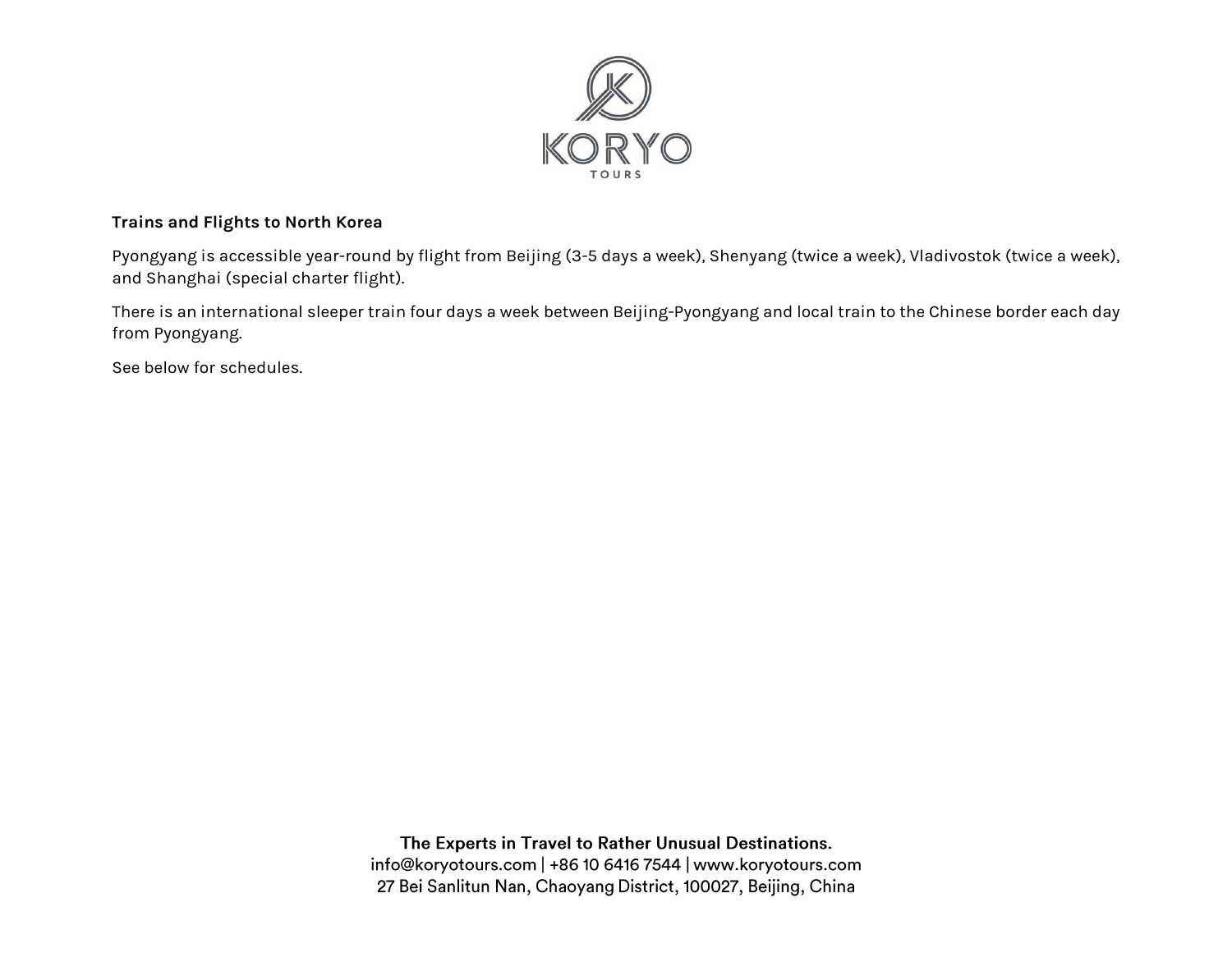**Trains and Flights to North Korea**

Pyongyang is accessible year-round by flight from Beijing (3-5 days a week), Shenyang (twice a week), Vladivostok (twice a week), and Shanghai (special charter flight).

There is an international sleeper train four days a week between Beijing-Pyongyang and local train to the Chinese border each day from Pyongyang.

See below for schedules.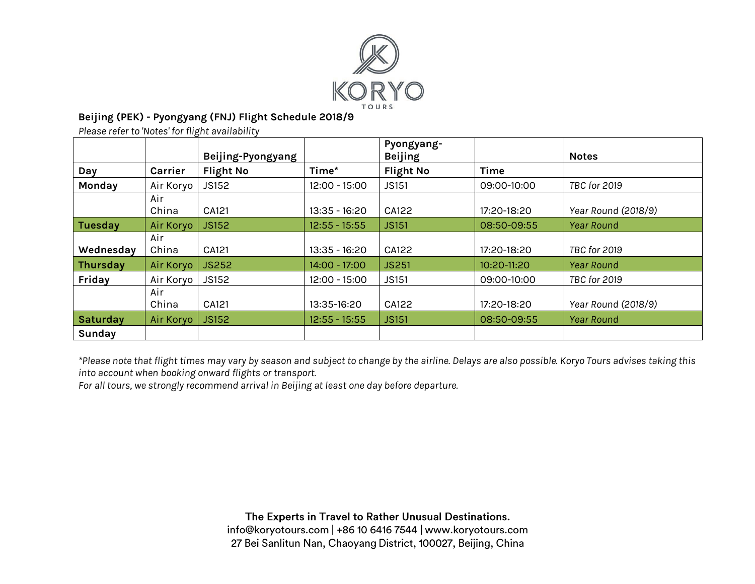KORYO TOURS

**Beijing (PEK) - Pyongyang (FNJ) Flight Schedule 2018/9**

*Please refer to 'Notes' for flight availability*

| | | Beijing-Pyongyang | | Pyongyang-Beijing | | Notes |
|---|---|---|---|---|---|---|
| **Day** | **Carrier** | **Flight No** | **Time*** | **Flight No** | **Time** | |
| **Monday** | Air Koryo | JS152 | 12:00 - 15:00 | JS151 | 09:00-10:00 | *TBC for 2019* |
| | Air China | CA121 | 13:35 - 16:20 | CA122 | 17:20-18:20 | *Year Round (2018/9)* |
| **Tuesday** | Air Koryo | JS152 | 12:55 - 15:55 | JS151 | 08:50-09:55 | *Year Round* |
| **Wednesday** | Air China | CA121 | 13:35 - 16:20 | CA122 | 17:20-18:20 | *TBC for 2019* |
| **Thursday** | Air Koryo | JS252 | 14:00 - 17:00 | JS251 | 10:20-11:20 | *Year Round* |
| **Friday** | Air Koryo | JS152 | 12:00 - 15:00 | JS151 | 09:00-10:00 | *TBC for 2019* |
| | Air China | CA121 | 13:35-16:20 | CA122 | 17:20-18:20 | *Year Round (2018/9)* |
| **Saturday** | Air Koryo | JS152 | 12:55 - 15:55 | JS151 | 08:50-09:55 | *Year Round* |
| **Sunday** | | | | | | |

*\*Please note that flight times may vary by season and subject to change by the airline. Delays are also possible. Koryo Tours advises taking this into account when booking onward flights or transport.*

*For all tours, we strongly recommend arrival in Beijing at least one day before departure.*

**The Experts in Travel to Rather Unusual Destinations.**

info@koryotours.com | +86 10 6416 7544 | www.koryotours.com

27 Bei Sanlitun Nan, Chaoyang District, 100027, Beijing, China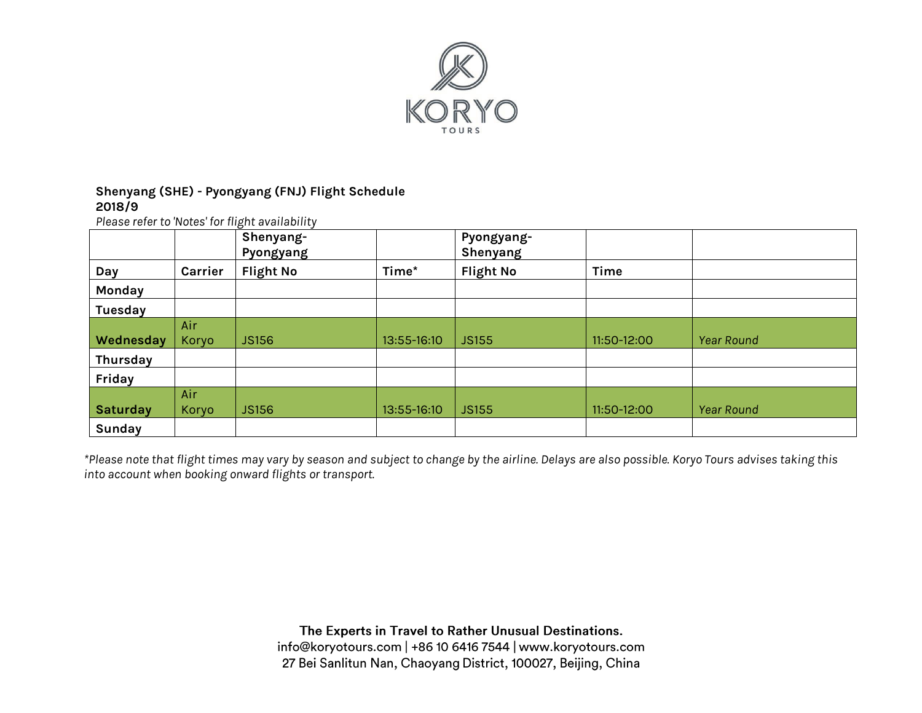### Shenyang (SHE) - Pyongyang (FNJ) Flight Schedule
### 2018/9

*Please refer to 'Notes' for flight availability*

| | | Shenyang-Pyongyang | | Pyongyang-Shenyang | | |
|---|---|---|---|---|---|---|
| **Day** | **Carrier** | **Flight No** | **Time*** | **Flight No** | **Time** | |
| **Monday** | | | | | | |
| **Tuesday** | | | | | | |
| **Wednesday** | Air Koryo | JS156 | 13:55-16:10 | JS155 | 11:50-12:00 | *Year Round* |
| **Thursday** | | | | | | |
| **Friday** | | | | | | |
| **Saturday** | Air Koryo | JS156 | 13:55-16:10 | JS155 | 11:50-12:00 | *Year Round* |
| **Sunday** | | | | | | |

**Please note that flight times may vary by season and subject to change by the airline. Delays are also possible. Koryo Tours advises taking this into account when booking onward flights or transport.*

**The Experts in Travel to Rather Unusual Destinations.**
info@koryotours.com | +86 10 6416 7544 | www.koryotours.com
27 Bei Sanlitun Nan, Chaoyang District, 100027, Beijing, China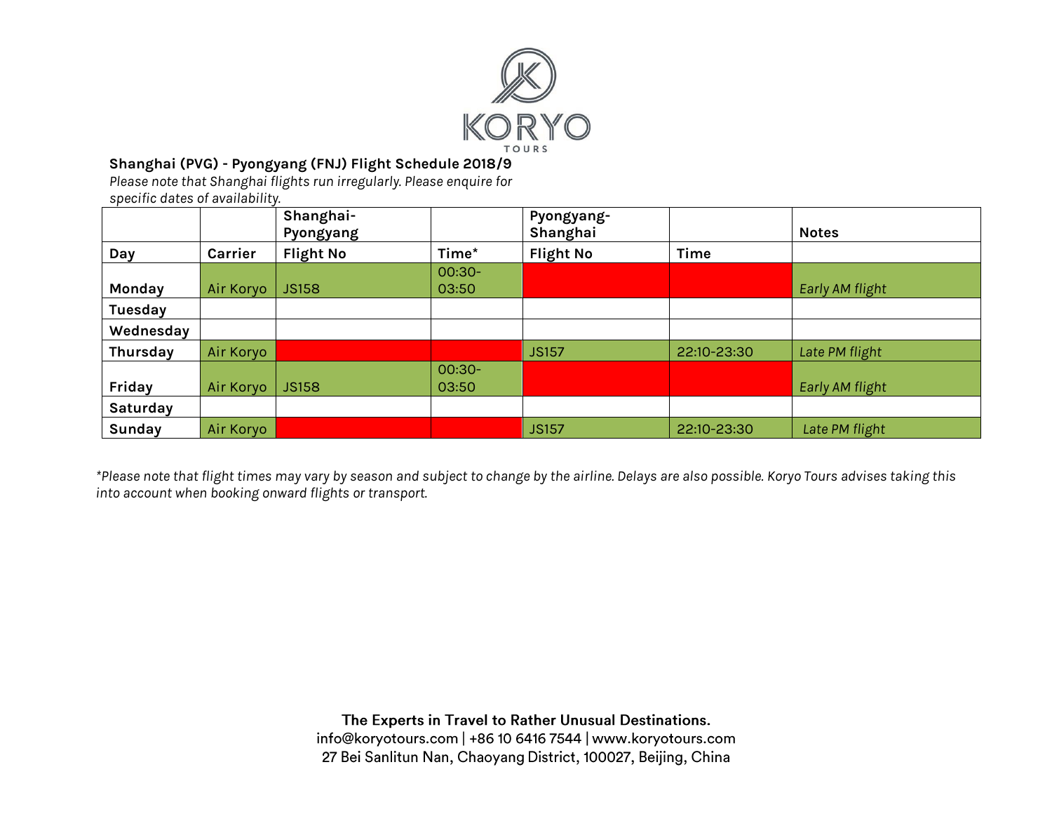KORYO TOURS

**Shanghai (PVG) - Pyongyang (FNJ) Flight Schedule 2018/9**

*Please note that Shanghai flights run irregularly. Please enquire for specific dates of availability.*

| | | Shanghai-Pyongyang | | Pyongyang-Shanghai | | Notes |
|---|---|---|---|---|---|---|
| **Day** | **Carrier** | **Flight No** | **Time*** | **Flight No** | **Time** | |
| **Monday** | Air Koryo | JS158 | 00:30-03:50 | | | *Early AM flight* |
| **Tuesday** | | | | | | |
| **Wednesday** | | | | | | |
| **Thursday** | Air Koryo | | | JS157 | 22:10-23:30 | *Late PM flight* |
| **Friday** | Air Koryo | JS158 | 00:30-03:50 | | | *Early AM flight* |
| **Saturday** | | | | | | |
| **Sunday** | Air Koryo | | | JS157 | 22:10-23:30 | *Late PM flight* |

*\*Please note that flight times may vary by season and subject to change by the airline. Delays are also possible. Koryo Tours advises taking this into account when booking onward flights or transport.*

**The Experts in Travel to Rather Unusual Destinations.**
info@koryotours.com | +86 10 6416 7544 | www.koryotours.com
27 Bei Sanlitun Nan, Chaoyang District, 100027, Beijing, China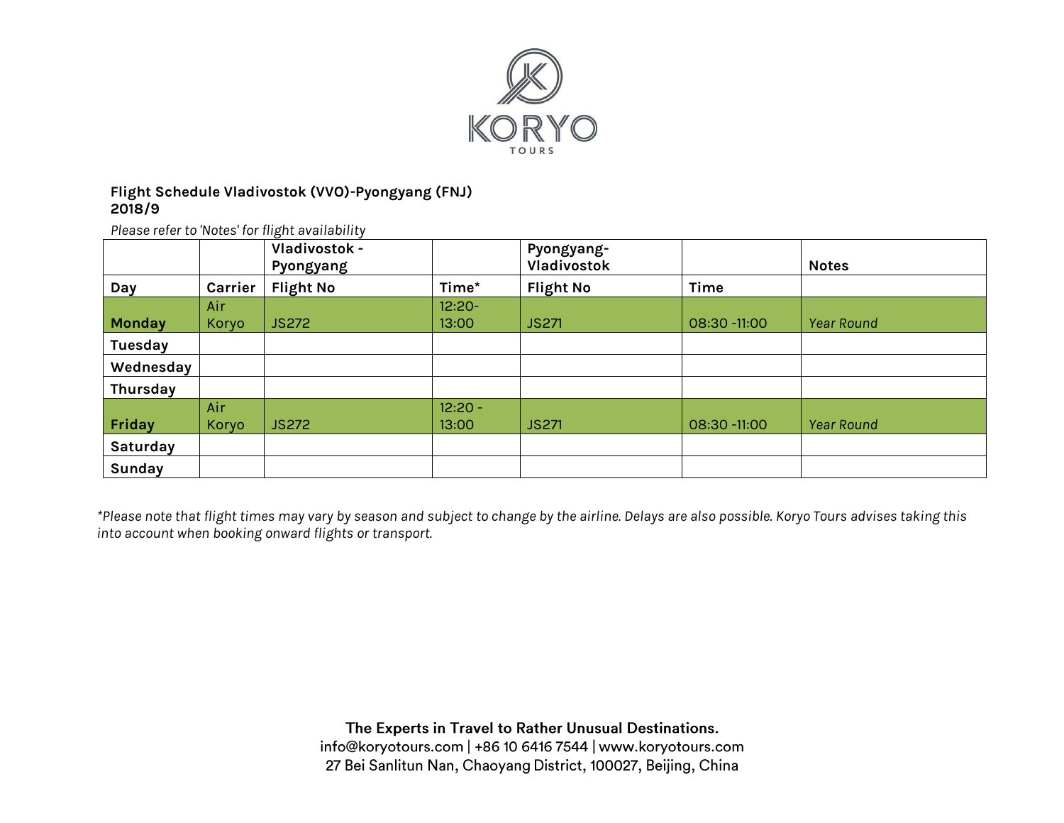KORYO TOURS

**Flight Schedule Vladivostok (VVO)-Pyongyang (FNJ)**
**2018/9**

*Please refer to 'Notes' for flight availability*

| | | Vladivostok - Pyongyang | | Pyongyang-Vladivostok | | Notes |
|---|---|---|---|---|---|---|
| **Day** | **Carrier** | **Flight No** | **Time*** | **Flight No** | **Time** | |
| **Monday** | Air Koryo | JS272 | 12:20-13:00 | JS271 | 08:30 -11:00 | *Year Round* |
| **Tuesday** | | | | | | |
| **Wednesday** | | | | | | |
| **Thursday** | | | | | | |
| **Friday** | Air Koryo | JS272 | 12:20 - 13:00 | JS271 | 08:30 -11:00 | *Year Round* |
| **Saturday** | | | | | | |
| **Sunday** | | | | | | |

*\*Please note that flight times may vary by season and subject to change by the airline. Delays are also possible. Koryo Tours advises taking this into account when booking onward flights or transport.*

**The Experts in Travel to Rather Unusual Destinations.**
info@koryotours.com | +86 10 6416 7544 | www.koryotours.com
27 Bei Sanlitun Nan, Chaoyang District, 100027, Beijing, China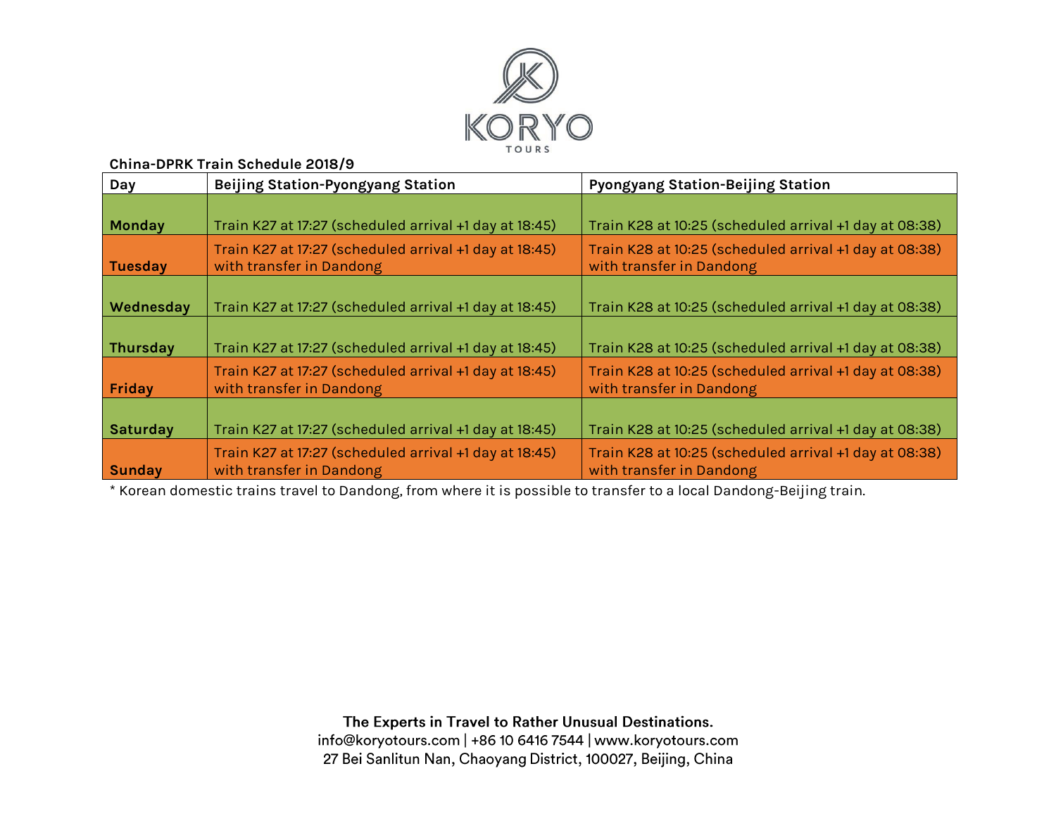**China-DPRK Train Schedule 2018/9**

| Day | Beijing Station-Pyongyang Station | Pyongyang Station-Beijing Station |
|---|---|---|
| **Monday** | Train K27 at 17:27 (scheduled arrival +1 day at 18:45) | Train K28 at 10:25 (scheduled arrival +1 day at 08:38) |
| **Tuesday** | Train K27 at 17:27 (scheduled arrival +1 day at 18:45) with transfer in Dandong | Train K28 at 10:25 (scheduled arrival +1 day at 08:38) with transfer in Dandong |
| **Wednesday** | Train K27 at 17:27 (scheduled arrival +1 day at 18:45) | Train K28 at 10:25 (scheduled arrival +1 day at 08:38) |
| **Thursday** | Train K27 at 17:27 (scheduled arrival +1 day at 18:45) | Train K28 at 10:25 (scheduled arrival +1 day at 08:38) |
| **Friday** | Train K27 at 17:27 (scheduled arrival +1 day at 18:45) with transfer in Dandong | Train K28 at 10:25 (scheduled arrival +1 day at 08:38) with transfer in Dandong |
| **Saturday** | Train K27 at 17:27 (scheduled arrival +1 day at 18:45) | Train K28 at 10:25 (scheduled arrival +1 day at 08:38) |
| **Sunday** | Train K27 at 17:27 (scheduled arrival +1 day at 18:45) with transfer in Dandong | Train K28 at 10:25 (scheduled arrival +1 day at 08:38) with transfer in Dandong |

* Korean domestic trains travel to Dandong, from where it is possible to transfer to a local Dandong-Beijing train.

**The Experts in Travel to Rather Unusual Destinations.**
info@koryotours.com | +86 10 6416 7544 | www.koryotours.com
27 Bei Sanlitun Nan, Chaoyang District, 100027, Beijing, China